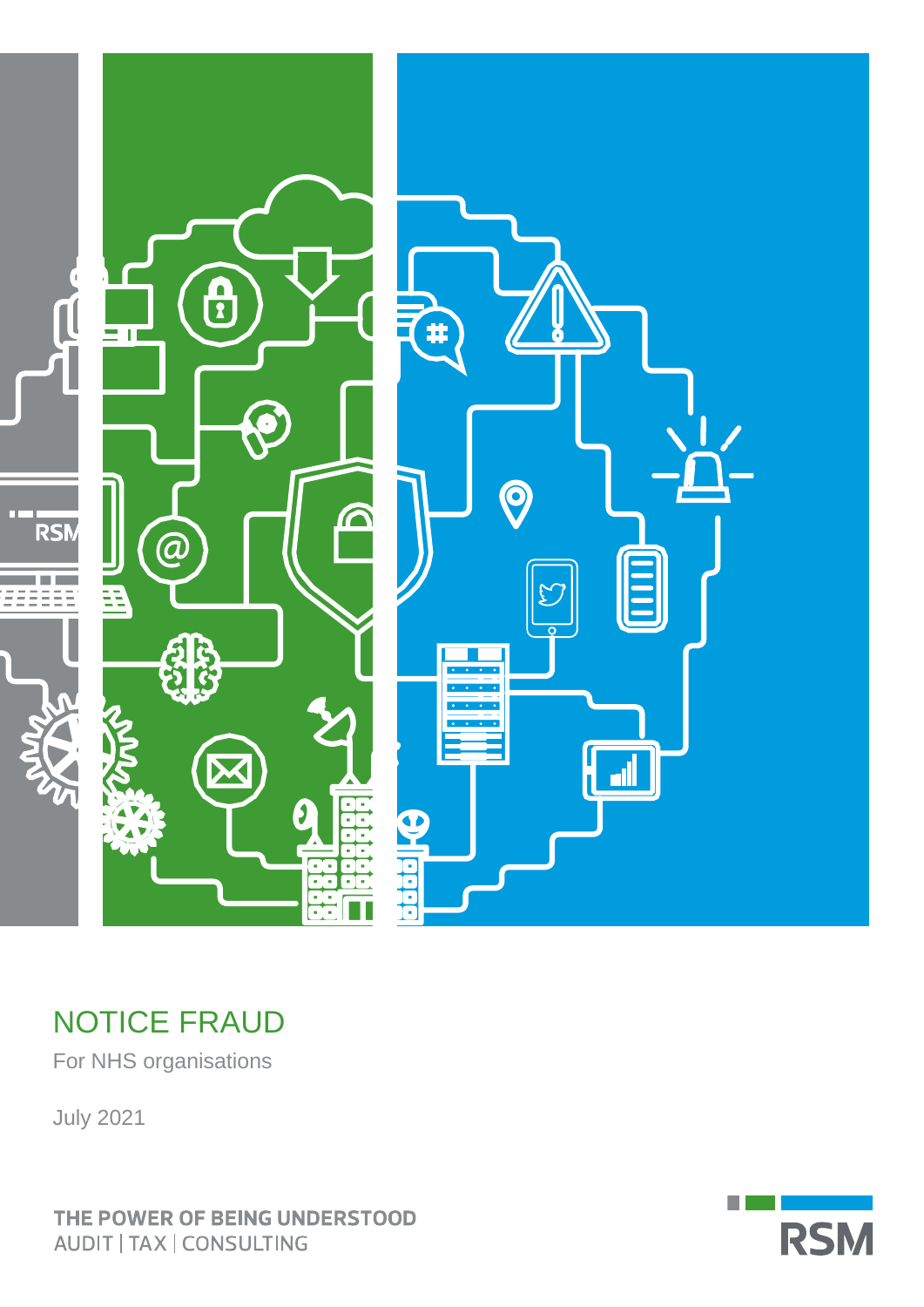# NOTICE FRAUD

For NHS organisations

July 2021

THE POWER OF BEING UNDERSTOOD
AUDIT | TAX | CONSULTING

RSM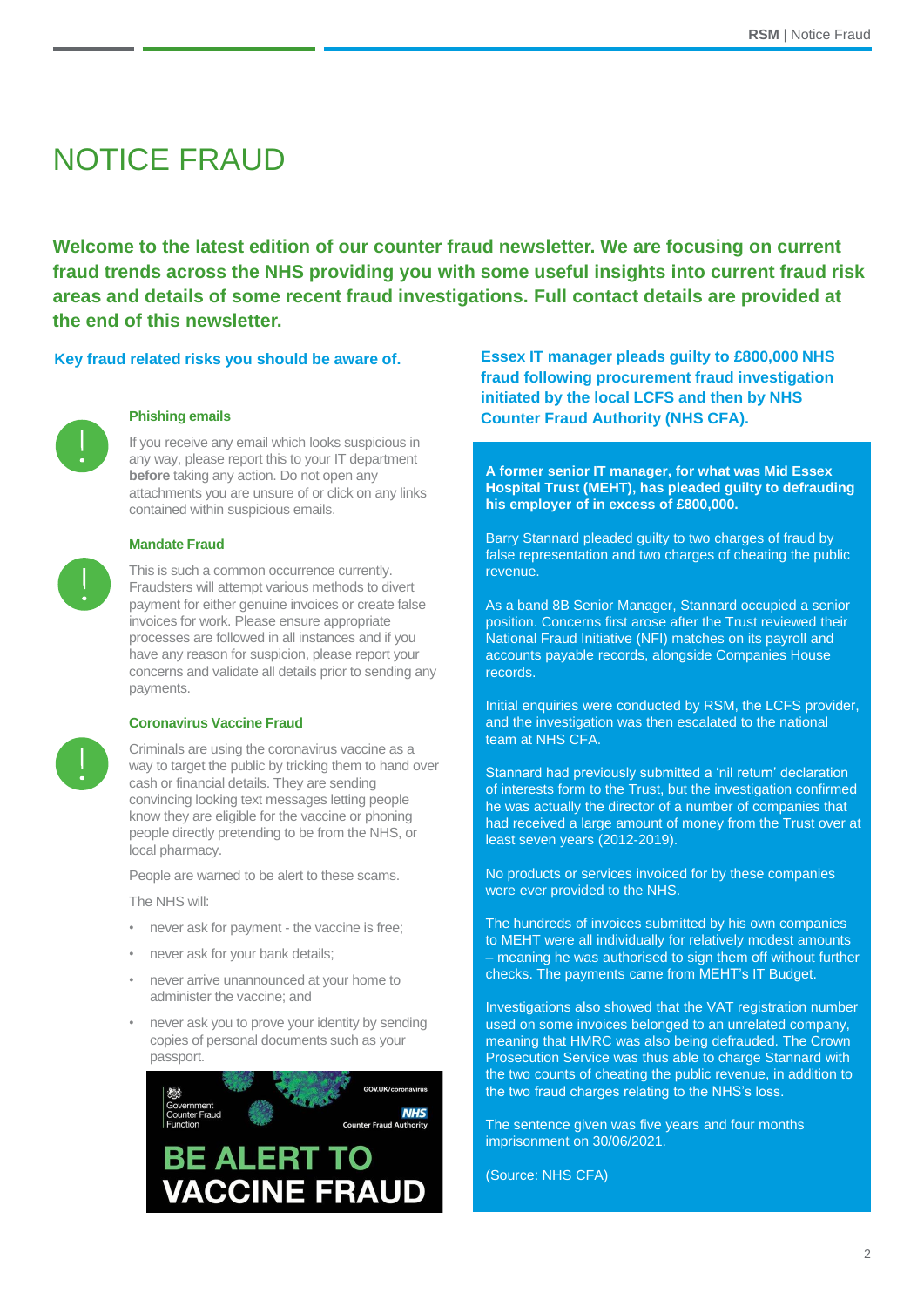# NOTICE FRAUD

**Welcome to the latest edition of our counter fraud newsletter. We are focusing on current fraud trends across the NHS providing you with some useful insights into current fraud risk areas and details of some recent fraud investigations. Full contact details are provided at the end of this newsletter.**

## Key fraud related risks you should be aware of.

### Phishing emails

If you receive any email which looks suspicious in any way, please report this to your IT department **before** taking any action. Do not open any attachments you are unsure of or click on any links contained within suspicious emails.

### Mandate Fraud

This is such a common occurrence currently. Fraudsters will attempt various methods to divert payment for either genuine invoices or create false invoices for work. Please ensure appropriate processes are followed in all instances and if you have any reason for suspicion, please report your concerns and validate all details prior to sending any payments.

### Coronavirus Vaccine Fraud

Criminals are using the coronavirus vaccine as a way to target the public by tricking them to hand over cash or financial details. They are sending convincing looking text messages letting people know they are eligible for the vaccine or phoning people directly pretending to be from the NHS, or local pharmacy.

People are warned to be alert to these scams.

The NHS will:

- never ask for payment - the vaccine is free;
- never ask for your bank details;
- never arrive unannounced at your home to administer the vaccine; and
- never ask you to prove your identity by sending copies of personal documents such as your passport.

Government Counter Fraud Function | GOV.UK/coronavirus | NHS Counter Fraud Authority

**BE ALERT TO VACCINE FRAUD**

## Essex IT manager pleads guilty to £800,000 NHS fraud following procurement fraud investigation initiated by the local LCFS and then by NHS Counter Fraud Authority (NHS CFA).

**A former senior IT manager, for what was Mid Essex Hospital Trust (MEHT), has pleaded guilty to defrauding his employer of in excess of £800,000.**

Barry Stannard pleaded guilty to two charges of fraud by false representation and two charges of cheating the public revenue.

As a band 8B Senior Manager, Stannard occupied a senior position. Concerns first arose after the Trust reviewed their National Fraud Initiative (NFI) matches on its payroll and accounts payable records, alongside Companies House records.

Initial enquiries were conducted by RSM, the LCFS provider, and the investigation was then escalated to the national team at NHS CFA.

Stannard had previously submitted a 'nil return' declaration of interests form to the Trust, but the investigation confirmed he was actually the director of a number of companies that had received a large amount of money from the Trust over at least seven years (2012-2019).

No products or services invoiced for by these companies were ever provided to the NHS.

The hundreds of invoices submitted by his own companies to MEHT were all individually for relatively modest amounts – meaning he was authorised to sign them off without further checks. The payments came from MEHT's IT Budget.

Investigations also showed that the VAT registration number used on some invoices belonged to an unrelated company, meaning that HMRC was also being defrauded. The Crown Prosecution Service was thus able to charge Stannard with the two counts of cheating the public revenue, in addition to the two fraud charges relating to the NHS's loss.

The sentence given was five years and four months imprisonment on 30/06/2021.

(Source: NHS CFA)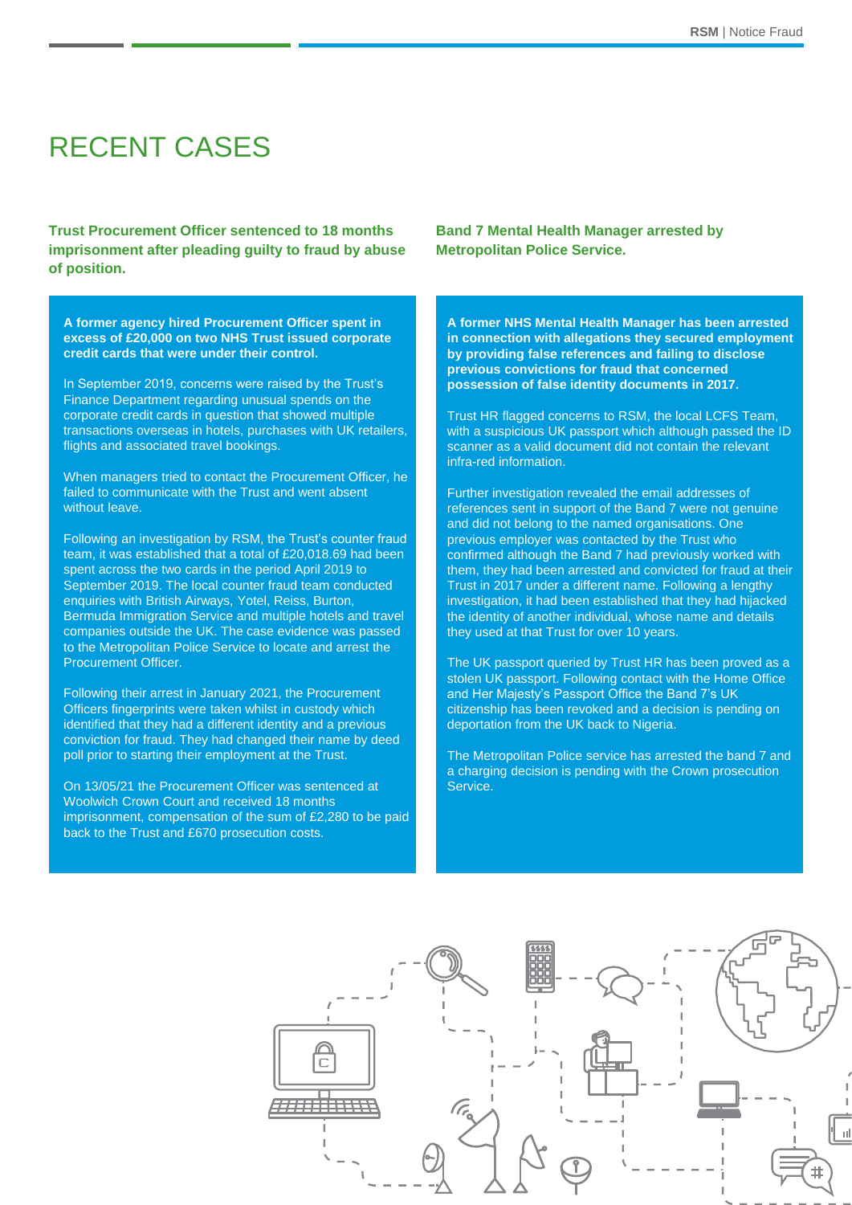# RECENT CASES

## Trust Procurement Officer sentenced to 18 months imprisonment after pleading guilty to fraud by abuse of position.

**A former agency hired Procurement Officer spent in excess of £20,000 on two NHS Trust issued corporate credit cards that were under their control.**

In September 2019, concerns were raised by the Trust's Finance Department regarding unusual spends on the corporate credit cards in question that showed multiple transactions overseas in hotels, purchases with UK retailers, flights and associated travel bookings.

When managers tried to contact the Procurement Officer, he failed to communicate with the Trust and went absent without leave.

Following an investigation by RSM, the Trust's counter fraud team, it was established that a total of £20,018.69 had been spent across the two cards in the period April 2019 to September 2019. The local counter fraud team conducted enquiries with British Airways, Yotel, Reiss, Burton, Bermuda Immigration Service and multiple hotels and travel companies outside the UK. The case evidence was passed to the Metropolitan Police Service to locate and arrest the Procurement Officer.

Following their arrest in January 2021, the Procurement Officers fingerprints were taken whilst in custody which identified that they had a different identity and a previous conviction for fraud. They had changed their name by deed poll prior to starting their employment at the Trust.

On 13/05/21 the Procurement Officer was sentenced at Woolwich Crown Court and received 18 months imprisonment, compensation of the sum of £2,280 to be paid back to the Trust and £670 prosecution costs.

## Band 7 Mental Health Manager arrested by Metropolitan Police Service.

**A former NHS Mental Health Manager has been arrested in connection with allegations they secured employment by providing false references and failing to disclose previous convictions for fraud that concerned possession of false identity documents in 2017.**

Trust HR flagged concerns to RSM, the local LCFS Team, with a suspicious UK passport which although passed the ID scanner as a valid document did not contain the relevant infra-red information.

Further investigation revealed the email addresses of references sent in support of the Band 7 were not genuine and did not belong to the named organisations. One previous employer was contacted by the Trust who confirmed although the Band 7 had previously worked with them, they had been arrested and convicted for fraud at their Trust in 2017 under a different name. Following a lengthy investigation, it had been established that they had hijacked the identity of another individual, whose name and details they used at that Trust for over 10 years.

The UK passport queried by Trust HR has been proved as a stolen UK passport. Following contact with the Home Office and Her Majesty's Passport Office the Band 7's UK citizenship has been revoked and a decision is pending on deportation from the UK back to Nigeria.

The Metropolitan Police service has arrested the band 7 and a charging decision is pending with the Crown prosecution Service.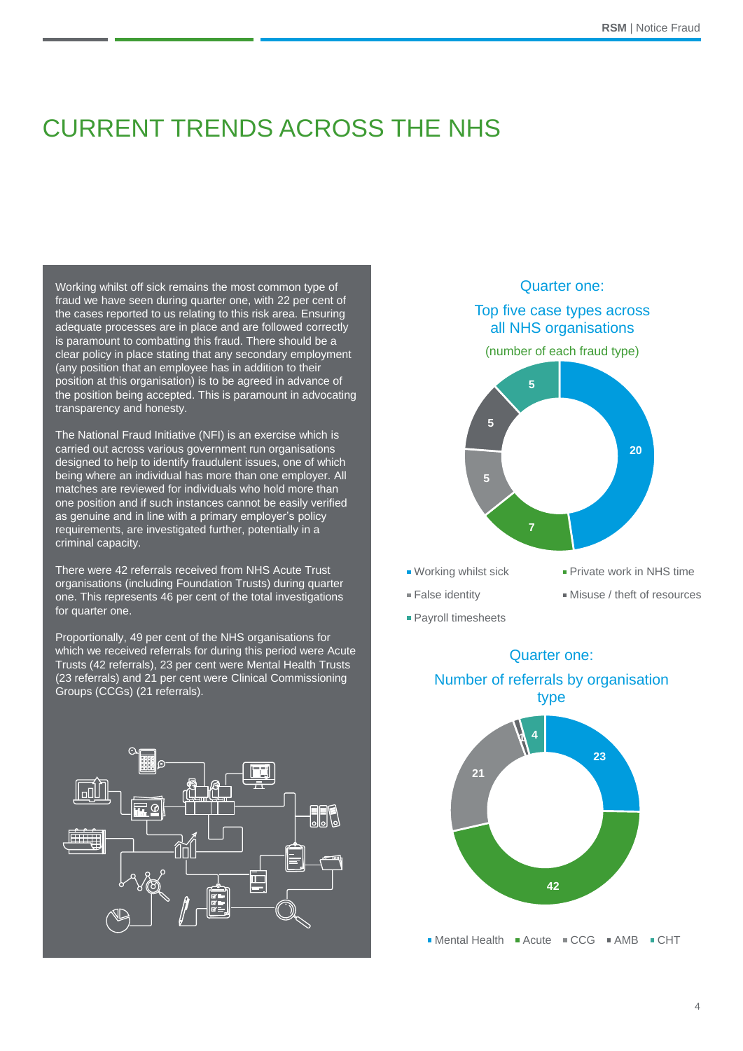# CURRENT TRENDS ACROSS THE NHS

Working whilst off sick remains the most common type of fraud we have seen during quarter one, with 22 per cent of the cases reported to us relating to this risk area. Ensuring adequate processes are in place and are followed correctly is paramount to combatting this fraud. There should be a clear policy in place stating that any secondary employment (any position that an employee has in addition to their position at this organisation) is to be agreed in advance of the position being accepted. This is paramount in advocating transparency and honesty.

The National Fraud Initiative (NFI) is an exercise which is carried out across various government run organisations designed to help to identify fraudulent issues, one of which being where an individual has more than one employer. All matches are reviewed for individuals who hold more than one position and if such instances cannot be easily verified as genuine and in line with a primary employer's policy requirements, are investigated further, potentially in a criminal capacity.

There were 42 referrals received from NHS Acute Trust organisations (including Foundation Trusts) during quarter one. This represents 46 per cent of the total investigations for quarter one.

Proportionally, 49 per cent of the NHS organisations for which we received referrals for during this period were Acute Trusts (42 referrals), 23 per cent were Mental Health Trusts (23 referrals) and 21 per cent were Clinical Commissioning Groups (CCGs) (21 referrals).

## Quarter one: Top five case types across all NHS organisations

(number of each fraud type)

| Fraud type | Number |
| --- | --- |
| Working whilst sick | 20 |
| Private work in NHS time | 7 |
| False identity | 5 |
| Misuse / theft of resources | 5 |
| Payroll timesheets | 5 |

## Quarter one: Number of referrals by organisation type

| Organisation type | Referrals |
| --- | --- |
| Mental Health | 23 |
| Acute | 42 |
| CCG | 21 |
| AMB | 1 |
| CHT | 4 |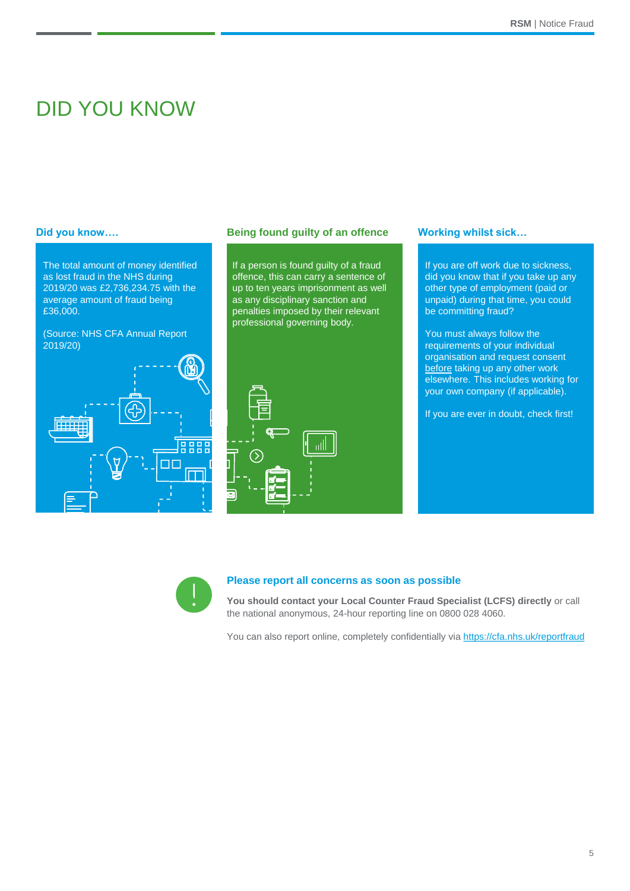# DID YOU KNOW

### Did you know….

The total amount of money identified as lost fraud in the NHS during 2019/20 was £2,736,234.75 with the average amount of fraud being £36,000.

(Source: NHS CFA Annual Report 2019/20)

### Being found guilty of an offence

If a person is found guilty of a fraud offence, this can carry a sentence of up to ten years imprisonment as well as any disciplinary sanction and penalties imposed by their relevant professional governing body.

### Working whilst sick…

If you are off work due to sickness, did you know that if you take up any other type of employment (paid or unpaid) during that time, you could be committing fraud?

You must always follow the requirements of your individual organisation and request consent before taking up any other work elsewhere. This includes working for your own company (if applicable).

If you are ever in doubt, check first!

### Please report all concerns as soon as possible

**You should contact your Local Counter Fraud Specialist (LCFS) directly** or call the national anonymous, 24-hour reporting line on 0800 028 4060.

You can also report online, completely confidentially via https://cfa.nhs.uk/reportfraud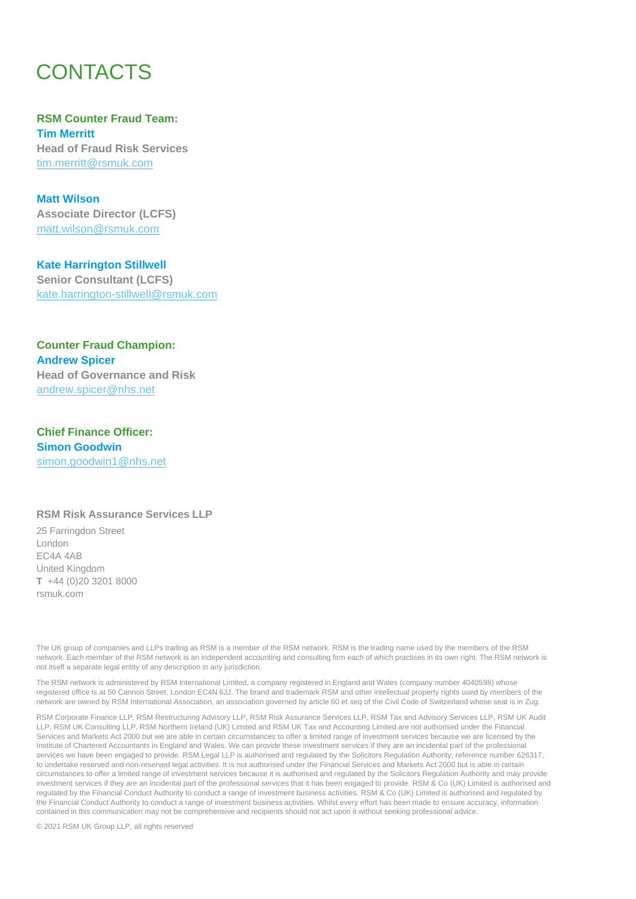# CONTACTS

**RSM Counter Fraud Team:**
**Tim Merritt**
**Head of Fraud Risk Services**
tim.merritt@rsmuk.com

**Matt Wilson**
**Associate Director (LCFS)**
matt.wilson@rsmuk.com

**Kate Harrington Stillwell**
**Senior Consultant (LCFS)**
kate.harrington-stillwell@rsmuk.com

**Counter Fraud Champion:**
**Andrew Spicer**
**Head of Governance and Risk**
andrew.spicer@nhs.net

**Chief Finance Officer:**
**Simon Goodwin**
simon.goodwin1@nhs.net

**RSM Risk Assurance Services LLP**

25 Farringdon Street
London
EC4A 4AB
United Kingdom
**T** +44 (0)20 3201 8000
rsmuk.com

The UK group of companies and LLPs trading as RSM is a member of the RSM network. RSM is the trading name used by the members of the RSM network. Each member of the RSM network is an independent accounting and consulting firm each of which practises in its own right. The RSM network is not itself a separate legal entity of any description in any jurisdiction.

The RSM network is administered by RSM International Limited, a company registered in England and Wales (company number 4040598) whose registered office is at 50 Cannon Street, London EC4N 6JJ. The brand and trademark RSM and other intellectual property rights used by members of the network are owned by RSM International Association, an association governed by article 60 et seq of the Civil Code of Switzerland whose seat is in Zug.

RSM Corporate Finance LLP, RSM Restructuring Advisory LLP, RSM Risk Assurance Services LLP, RSM Tax and Advisory Services LLP, RSM UK Audit LLP, RSM UK Consulting LLP, RSM Northern Ireland (UK) Limited and RSM UK Tax and Accounting Limited are not authorised under the Financial Services and Markets Act 2000 but we are able in certain circumstances to offer a limited range of investment services because we are licensed by the Institute of Chartered Accountants in England and Wales. We can provide these investment services if they are an incidental part of the professional services we have been engaged to provide. RSM Legal LLP is authorised and regulated by the Solicitors Regulation Authority, reference number 626317, to undertake reserved and non-reserved legal activities. It is not authorised under the Financial Services and Markets Act 2000 but is able in certain circumstances to offer a limited range of investment services because it is authorised and regulated by the Solicitors Regulation Authority and may provide investment services if they are an incidental part of the professional services that it has been engaged to provide. RSM & Co (UK) Limited is authorised and regulated by the Financial Conduct Authority to conduct a range of investment business activities. RSM & Co (UK) Limited is authorised and regulated by the Financial Conduct Authority to conduct a range of investment business activities. Whilst every effort has been made to ensure accuracy, information contained in this communication may not be comprehensive and recipients should not act upon it without seeking professional advice.

© 2021 RSM UK Group LLP, all rights reserved